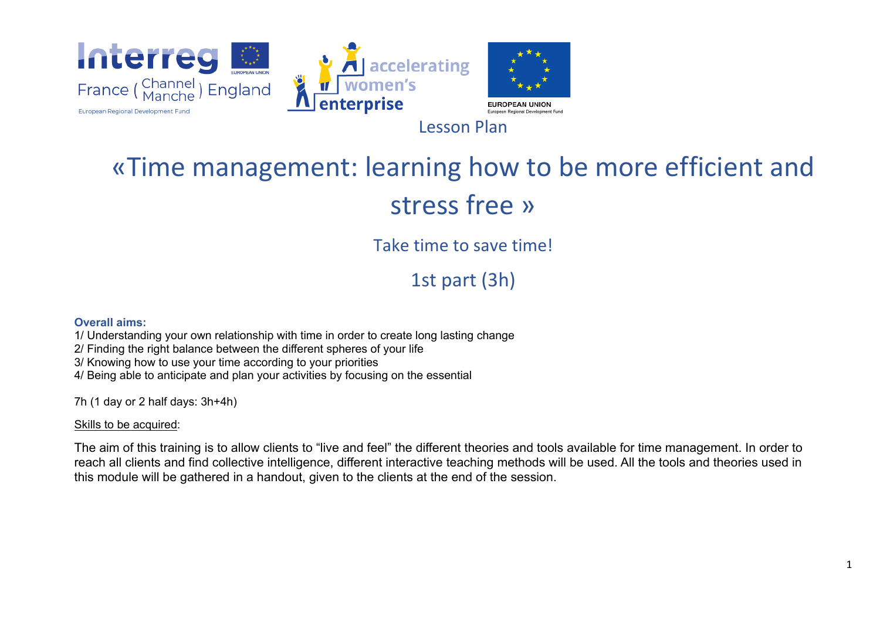Lesson Plan

# «Time management: learning how to be more efficient and stress free »

## Take time to save time!

## 1st part (3h)

**Overall aims:**

1/ Understanding your own relationship with time in order to create long lasting change
2/ Finding the right balance between the different spheres of your life
3/ Knowing how to use your time according to your priorities
4/ Being able to anticipate and plan your activities by focusing on the essential

7h (1 day or 2 half days: 3h+4h)

<u>Skills to be acquired</u>:

The aim of this training is to allow clients to "live and feel" the different theories and tools available for time management. In order to reach all clients and find collective intelligence, different interactive teaching methods will be used. All the tools and theories used in this module will be gathered in a handout, given to the clients at the end of the session.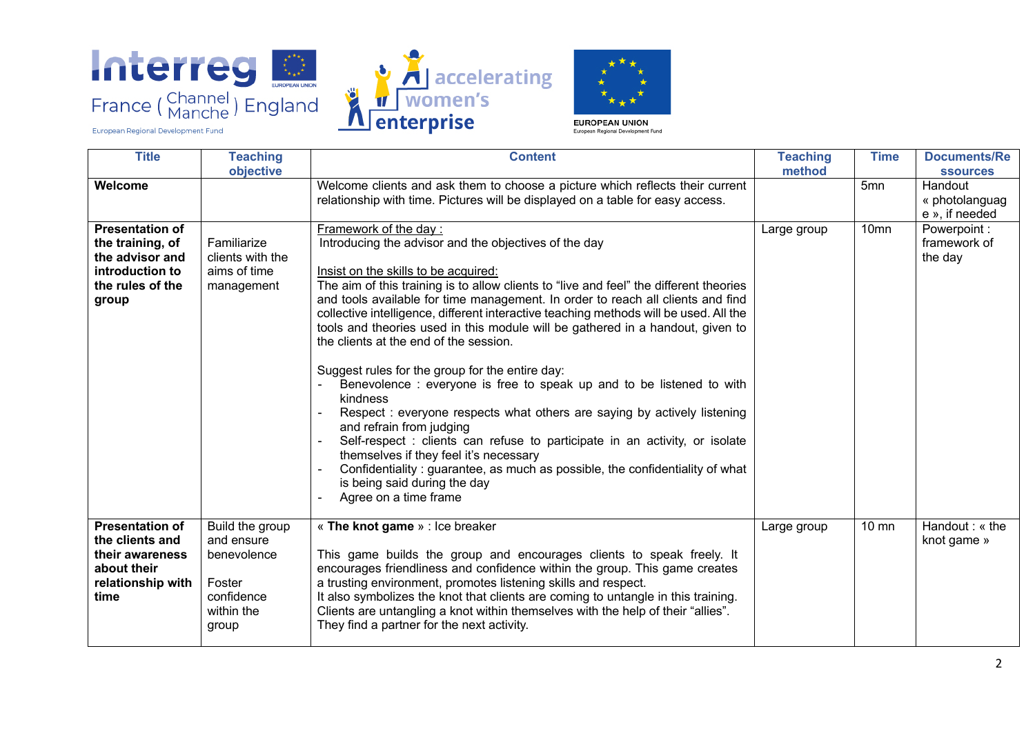| Title | Teaching objective | Content | Teaching method | Time | Documents/Ressources |
|---|---|---|---|---|---|
| **Welcome** | | Welcome clients and ask them to choose a picture which reflects their current relationship with time. Pictures will be displayed on a table for easy access. | | 5mn | Handout « photolanguage », if needed |
| **Presentation of the training, of the advisor and introduction to the rules of the group** | Familiarize clients with the aims of time management | <u>Framework of the day :</u><br>Introducing the advisor and the objectives of the day<br><br><u>Insist on the skills to be acquired:</u><br>The aim of this training is to allow clients to "live and feel" the different theories and tools available for time management. In order to reach all clients and find collective intelligence, different interactive teaching methods will be used. All the tools and theories used in this module will be gathered in a handout, given to the clients at the end of the session.<br><br>Suggest rules for the group for the entire day:<br>- Benevolence : everyone is free to speak up and to be listened to with kindness<br>- Respect : everyone respects what others are saying by actively listening and refrain from judging<br>- Self-respect : clients can refuse to participate in an activity, or isolate themselves if they feel it's necessary<br>- Confidentiality : guarantee, as much as possible, the confidentiality of what is being said during the day<br>- Agree on a time frame | Large group | 10mn | Powerpoint : framework of the day |
| **Presentation of the clients and their awareness about their relationship with time** | Build the group and ensure benevolence<br><br>Foster confidence within the group | « **The knot game** » : Ice breaker<br><br>This game builds the group and encourages clients to speak freely. It encourages friendliness and confidence within the group. This game creates a trusting environment, promotes listening skills and respect.<br>It also symbolizes the knot that clients are coming to untangle in this training. Clients are untangling a knot within themselves with the help of their "allies".<br>They find a partner for the next activity. | Large group | 10 mn | Handout : « the knot game » |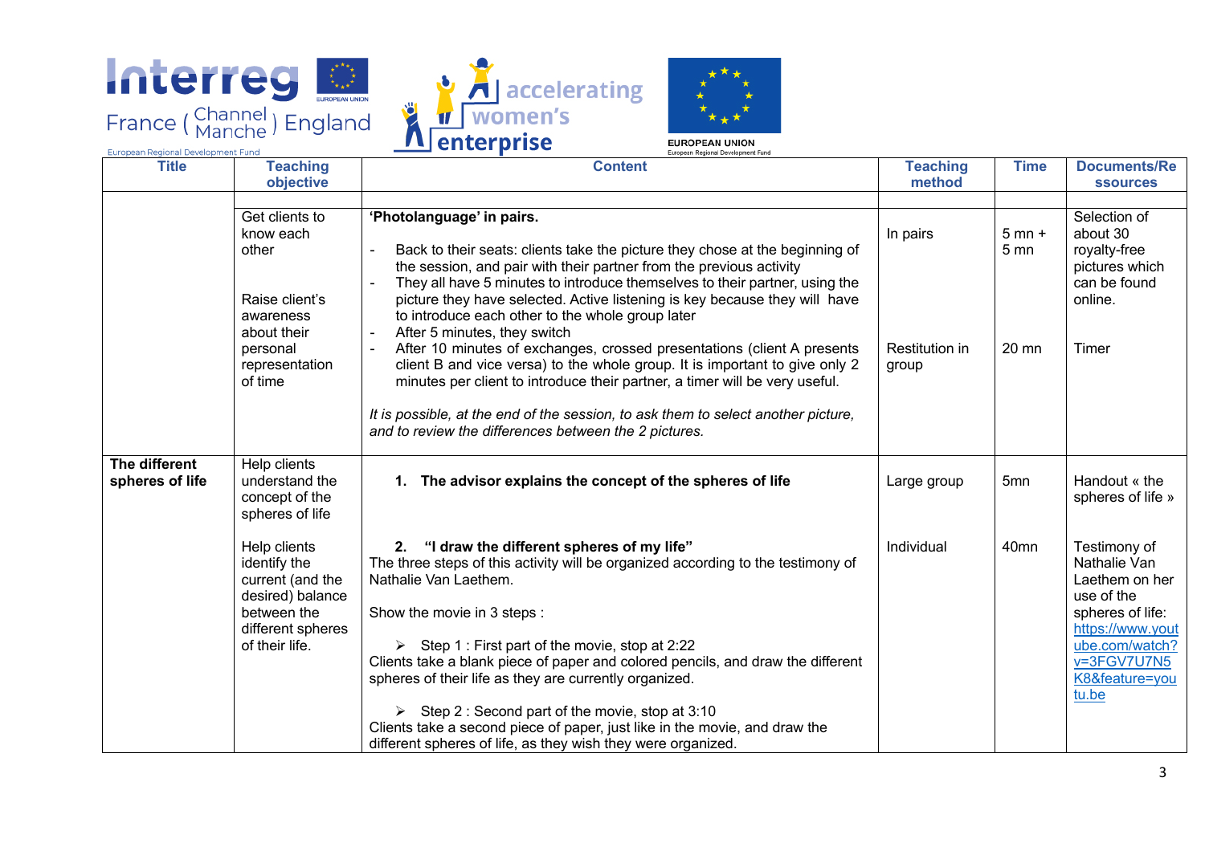| Title | Teaching objective | Content | Teaching method | Time | Documents/Ressources |
|---|---|---|---|---|---|
| | | | | | |
| | Get clients to know each other<br><br>Raise client's awareness about their personal representation of time | **'Photolanguage' in pairs.**<br><br>- Back to their seats: clients take the picture they chose at the beginning of the session, and pair with their partner from the previous activity<br>- They all have 5 minutes to introduce themselves to their partner, using the picture they have selected. Active listening is key because they will have to introduce each other to the whole group later<br>- After 5 minutes, they switch<br>- After 10 minutes of exchanges, crossed presentations (client A presents client B and vice versa) to the whole group. It is important to give only 2 minutes per client to introduce their partner, a timer will be very useful.<br><br>*It is possible, at the end of the session, to ask them to select another picture, and to review the differences between the 2 pictures.* | In pairs<br><br>Restitution in group | 5 mn + 5 mn<br><br>20 mn | Selection of about 30 royalty-free pictures which can be found online.<br><br>Timer |
| **The different spheres of life** | Help clients understand the concept of the spheres of life<br><br>Help clients identify the current (and the desired) balance between the different spheres of their life. | **1. The advisor explains the concept of the spheres of life**<br><br>**2. "I draw the different spheres of my life"**<br>The three steps of this activity will be organized according to the testimony of Nathalie Van Laethem.<br><br>Show the movie in 3 steps :<br><br>➢ Step 1 : First part of the movie, stop at 2:22<br>Clients take a blank piece of paper and colored pencils, and draw the different spheres of their life as they are currently organized.<br><br>➢ Step 2 : Second part of the movie, stop at 3:10<br>Clients take a second piece of paper, just like in the movie, and draw the different spheres of life, as they wish they were organized. | Large group<br><br>Individual | 5mn<br><br>40mn | Handout « the spheres of life »<br><br>Testimony of Nathalie Van Laethem on her use of the spheres of life: https://www.youtube.com/watch?v=3FGV7U7N5K8&feature=youtu.be |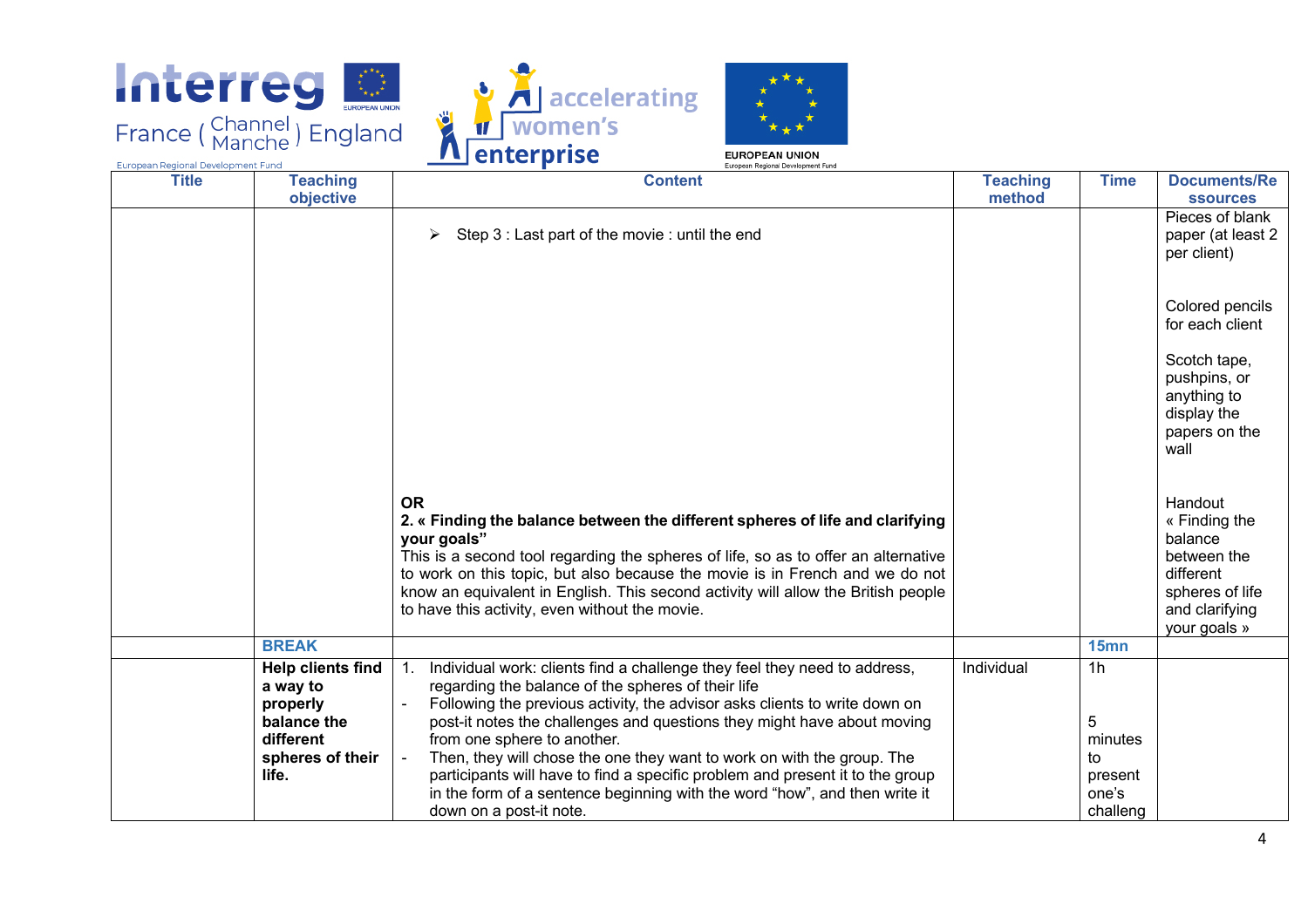| Title | Teaching objective | Content | Teaching method | Time | Documents/Ressources |
|---|---|---|---|---|---|
| | | ➢ Step 3 : Last part of the movie : until the end<br><br>**OR**<br>**2. « Finding the balance between the different spheres of life and clarifying your goals"**<br>This is a second tool regarding the spheres of life, so as to offer an alternative to work on this topic, but also because the movie is in French and we do not know an equivalent in English. This second activity will allow the British people to have this activity, even without the movie. | | | Pieces of blank paper (at least 2 per client)<br><br>Colored pencils for each client<br><br>Scotch tape, pushpins, or anything to display the papers on the wall<br><br>Handout « Finding the balance between the different spheres of life and clarifying your goals » |
| | **BREAK** | | | **15mn** | |
| | **Help clients find a way to properly balance the different spheres of their life.** | 1. Individual work: clients find a challenge they feel they need to address, regarding the balance of the spheres of their life<br>- Following the previous activity, the advisor asks clients to write down on post-it notes the challenges and questions they might have about moving from one sphere to another.<br>- Then, they will chose the one they want to work on with the group. The participants will have to find a specific problem and present it to the group in the form of a sentence beginning with the word "how", and then write it down on a post-it note. | Individual | 1h<br><br>5 minutes to present one's challeng | |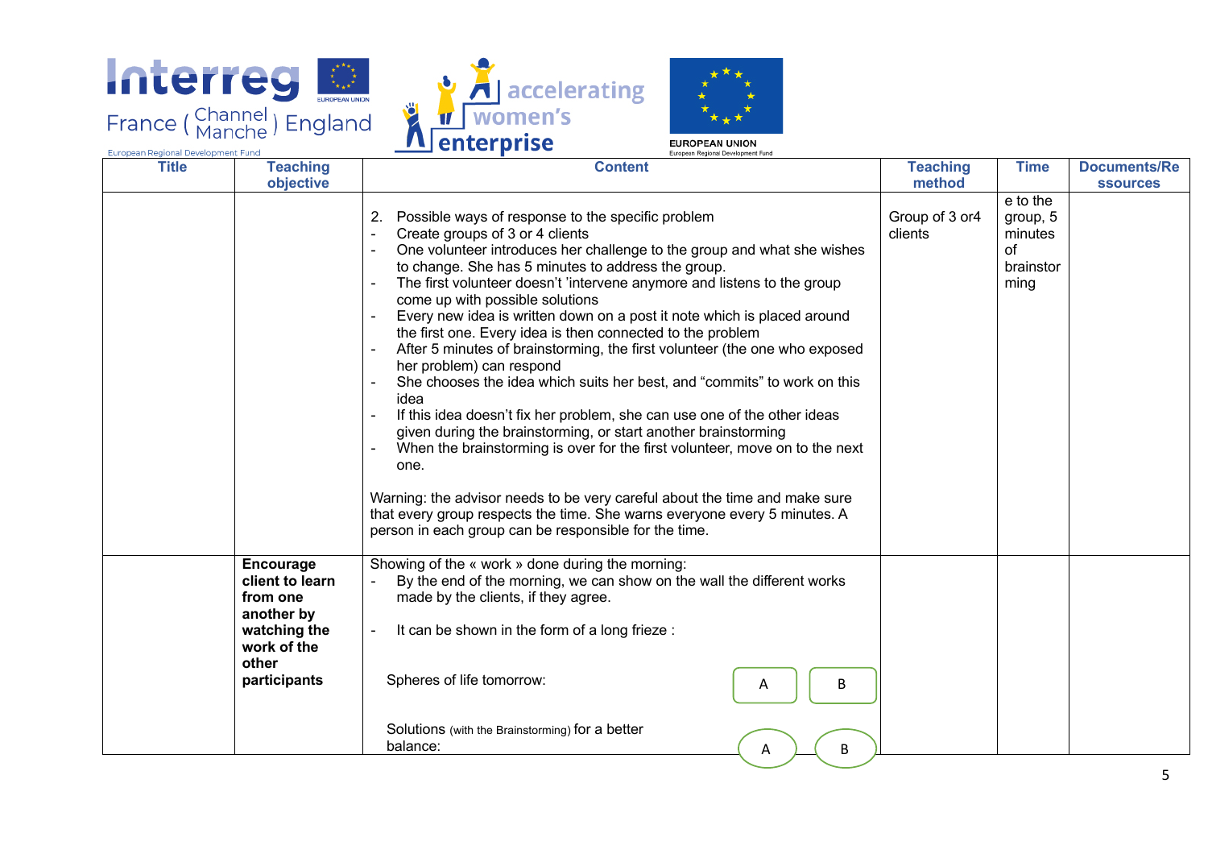| Title | Teaching objective | Content | Teaching method | Time | Documents/Ressources |
|---|---|---|---|---|---|
| | | 2. Possible ways of response to the specific problem<br>- Create groups of 3 or 4 clients<br>- One volunteer introduces her challenge to the group and what she wishes to change. She has 5 minutes to address the group.<br>- The first volunteer doesn't 'intervene anymore and listens to the group come up with possible solutions<br>- Every new idea is written down on a post it note which is placed around the first one. Every idea is then connected to the problem<br>- After 5 minutes of brainstorming, the first volunteer (the one who exposed her problem) can respond<br>- She chooses the idea which suits her best, and "commits" to work on this idea<br>- If this idea doesn't fix her problem, she can use one of the other ideas given during the brainstorming, or start another brainstorming<br>- When the brainstorming is over for the first volunteer, move on to the next one.<br><br>Warning: the advisor needs to be very careful about the time and make sure that every group respects the time. She warns everyone every 5 minutes. A person in each group can be responsible for the time. | Group of 3 or4 clients | e to the group, 5 minutes of brainstorming | |
| | **Encourage client to learn from one another by watching the work of the other participants** | Showing of the « work » done during the morning:<br>- By the end of the morning, we can show on the wall the different works made by the clients, if they agree.<br><br>- It can be shown in the form of a long frieze :<br><br>Spheres of life tomorrow: A B<br><br>Solutions (with the Brainstorming) for a better balance: A B | | | |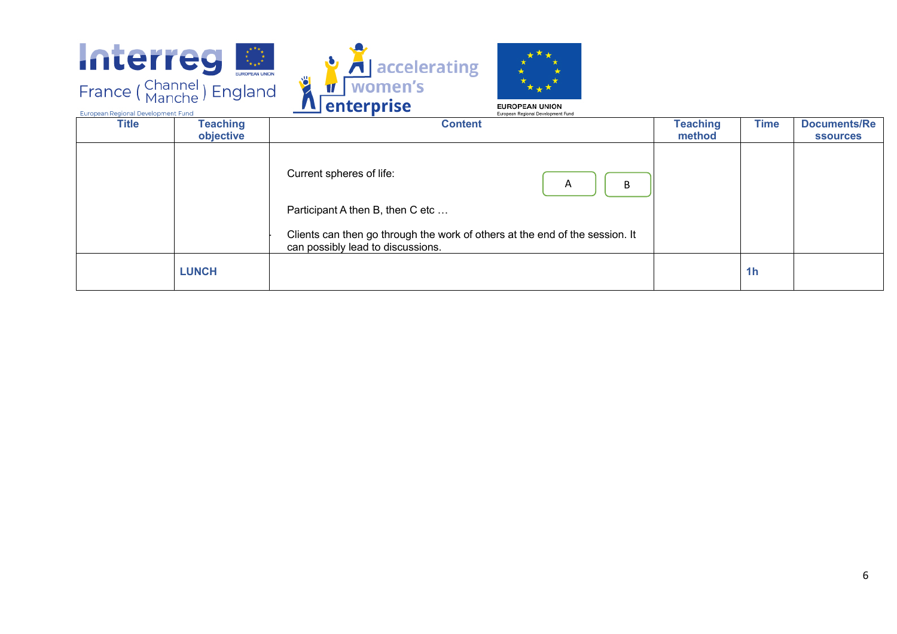| Title | Teaching objective | Content | Teaching method | Time | Documents/Ressources |
|---|---|---|---|---|---|
| | | Current spheres of life: A B<br><br>Participant A then B, then C etc …<br><br>Clients can then go through the work of others at the end of the session. It can possibly lead to discussions. | | | |
| | **LUNCH** | | | **1h** | |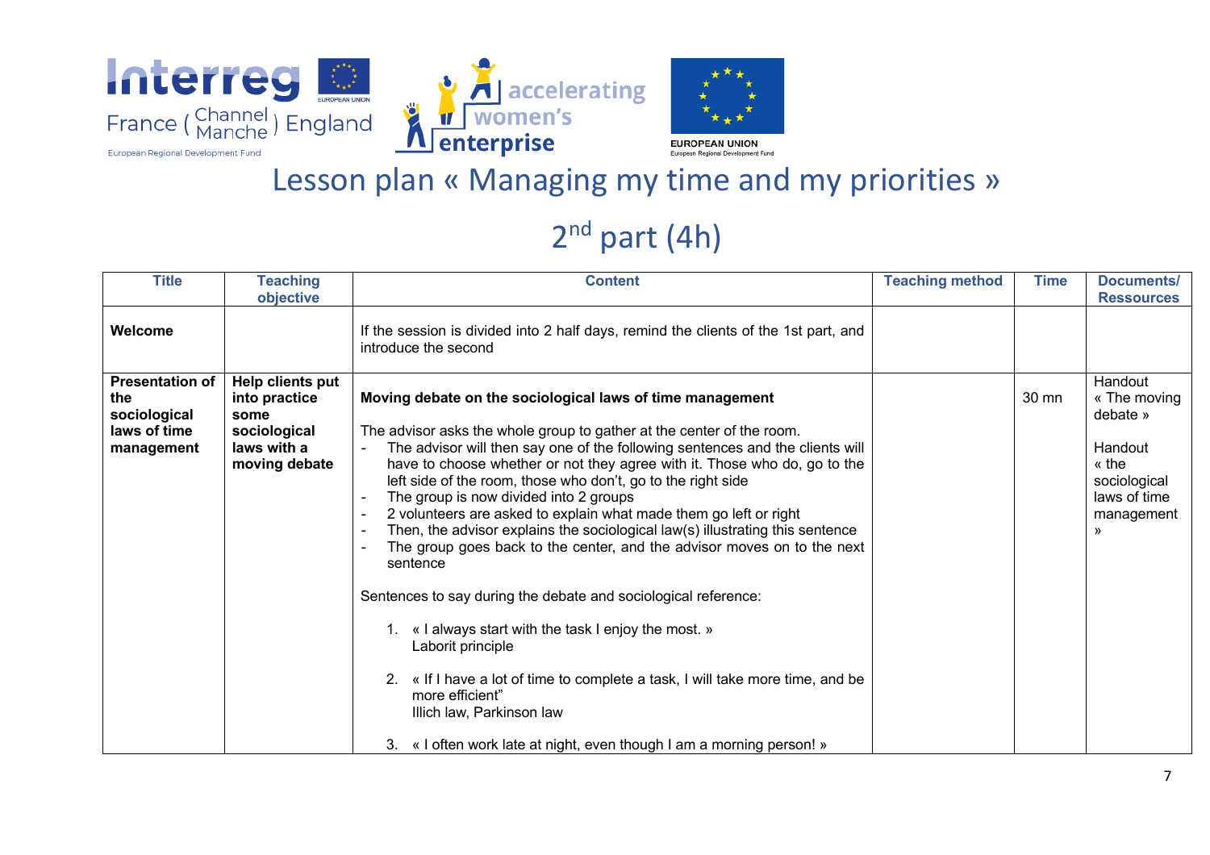# Lesson plan « Managing my time and my priorities »

## 2nd part (4h)

| Title | Teaching objective | Content | Teaching method | Time | Documents/ Ressources |
|---|---|---|---|---|---|
| **Welcome** | | If the session is divided into 2 half days, remind the clients of the 1st part, and introduce the second | | | |
| **Presentation of the sociological laws of time management** | **Help clients put into practice some sociological laws with a moving debate** | **Moving debate on the sociological laws of time management**<br><br>The advisor asks the whole group to gather at the center of the room.<br>- The advisor will then say one of the following sentences and the clients will have to choose whether or not they agree with it. Those who do, go to the left side of the room, those who don't, go to the right side<br>- The group is now divided into 2 groups<br>- 2 volunteers are asked to explain what made them go left or right<br>- Then, the advisor explains the sociological law(s) illustrating this sentence<br>- The group goes back to the center, and the advisor moves on to the next sentence<br><br>Sentences to say during the debate and sociological reference:<br><br>1. « I always start with the task I enjoy the most. »<br>Laborit principle<br><br>2. « If I have a lot of time to complete a task, I will take more time, and be more efficient"<br>Illich law, Parkinson law<br><br>3. « I often work late at night, even though I am a morning person! » | | 30 mn | Handout « The moving debate »<br><br>Handout « the sociological laws of time management » |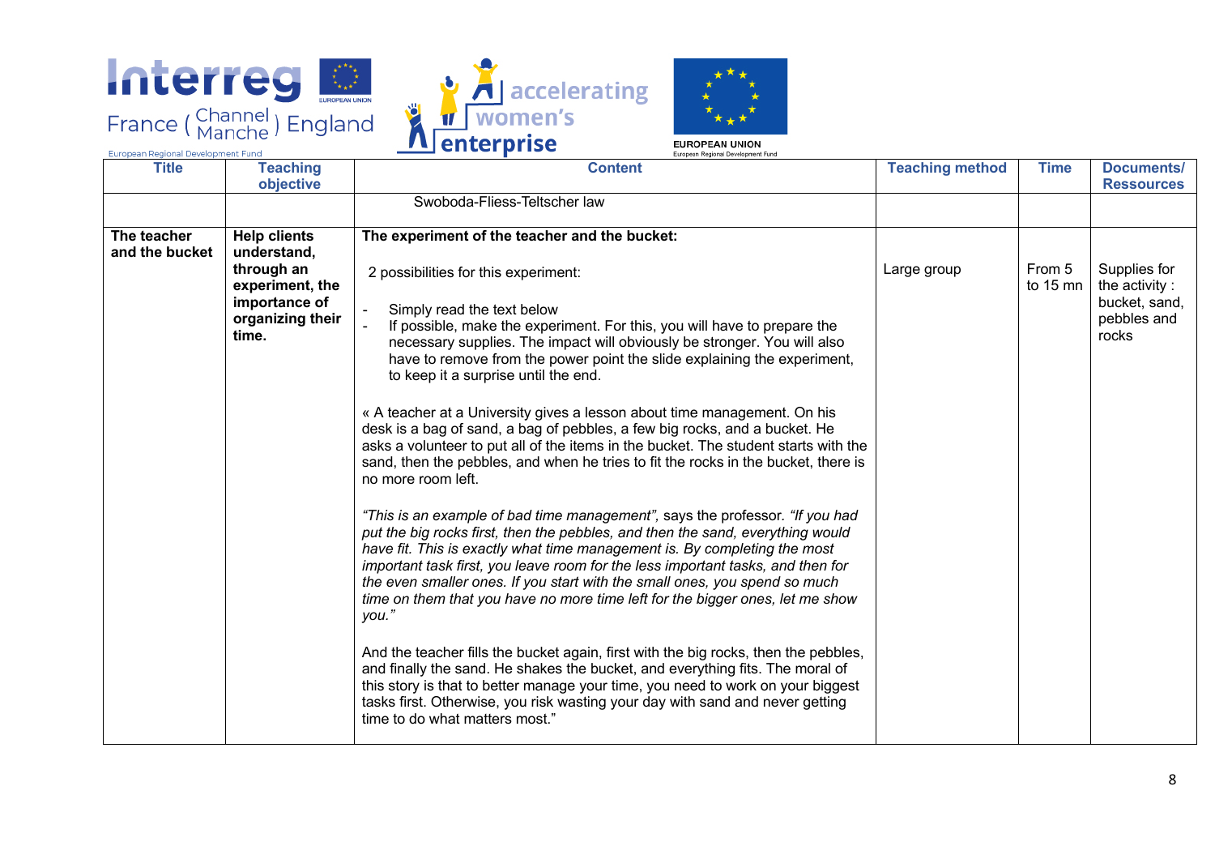| Title | Teaching objective | Content | Teaching method | Time | Documents/ Ressources |
|---|---|---|---|---|---|
| | | Swoboda-Fliess-Teltscher law | | | |
| **The teacher and the bucket** | **Help clients understand, through an experiment, the importance of organizing their time.** | **The experiment of the teacher and the bucket:**<br><br>2 possibilities for this experiment:<br><br>- Simply read the text below<br>- If possible, make the experiment. For this, you will have to prepare the necessary supplies. The impact will obviously be stronger. You will also have to remove from the power point the slide explaining the experiment, to keep it a surprise until the end.<br><br>« A teacher at a University gives a lesson about time management. On his desk is a bag of sand, a bag of pebbles, a few big rocks, and a bucket. He asks a volunteer to put all of the items in the bucket. The student starts with the sand, then the pebbles, and when he tries to fit the rocks in the bucket, there is no more room left.<br><br>*"This is an example of bad time management"*, says the professor. *"If you had put the big rocks first, then the pebbles, and then the sand, everything would have fit. This is exactly what time management is. By completing the most important task first, you leave room for the less important tasks, and then for the even smaller ones. If you start with the small ones, you spend so much time on them that you have no more time left for the bigger ones, let me show you."*<br><br>And the teacher fills the bucket again, first with the big rocks, then the pebbles, and finally the sand. He shakes the bucket, and everything fits. The moral of this story is that to better manage your time, you need to work on your biggest tasks first. Otherwise, you risk wasting your day with sand and never getting time to do what matters most." | Large group | From 5 to 15 mn | Supplies for the activity : bucket, sand, pebbles and rocks |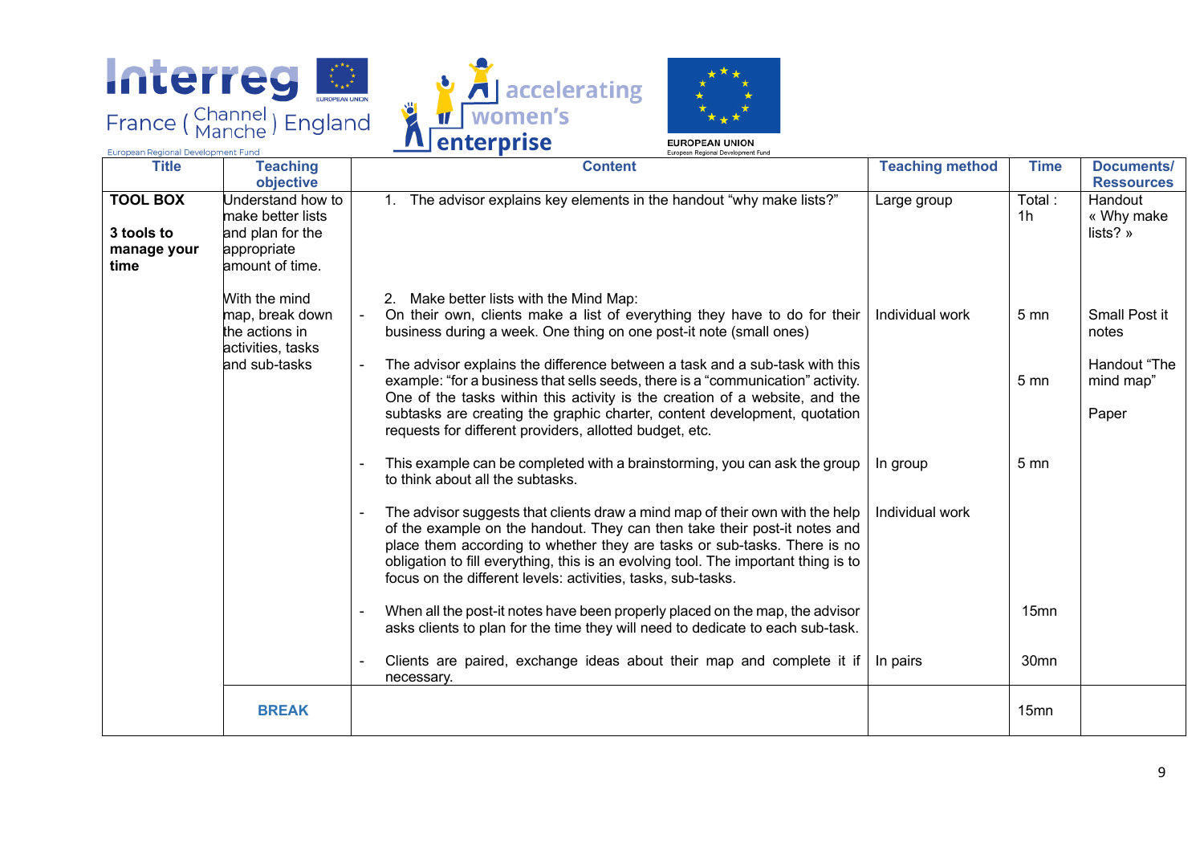| Title | Teaching objective | Content | Teaching method | Time | Documents/ Ressources |
|---|---|---|---|---|---|
| **TOOL BOX**<br><br>**3 tools to manage your time** | Understand how to make better lists and plan for the appropriate amount of time. | 1. The advisor explains key elements in the handout "why make lists?" | Large group | Total : 1h | Handout « Why make lists? » |
| | With the mind map, break down the actions in activities, tasks and sub-tasks | 2. Make better lists with the Mind Map:<br>- On their own, clients make a list of everything they have to do for their business during a week. One thing on one post-it note (small ones) | Individual work | 5 mn | Small Post it notes |
| | | - The advisor explains the difference between a task and a sub-task with this example: "for a business that sells seeds, there is a "communication" activity. One of the tasks within this activity is the creation of a website, and the subtasks are creating the graphic charter, content development, quotation requests for different providers, allotted budget, etc. | | 5 mn | Handout "The mind map"<br><br>Paper |
| | | - This example can be completed with a brainstorming, you can ask the group to think about all the subtasks. | In group | 5 mn | |
| | | - The advisor suggests that clients draw a mind map of their own with the help of the example on the handout. They can then take their post-it notes and place them according to whether they are tasks or sub-tasks. There is no obligation to fill everything, this is an evolving tool. The important thing is to focus on the different levels: activities, tasks, sub-tasks. | Individual work | | |
| | | - When all the post-it notes have been properly placed on the map, the advisor asks clients to plan for the time they will need to dedicate to each sub-task. | | 15mn | |
| | | - Clients are paired, exchange ideas about their map and complete it if necessary. | In pairs | 30mn | |
| | **BREAK** | | | 15mn | |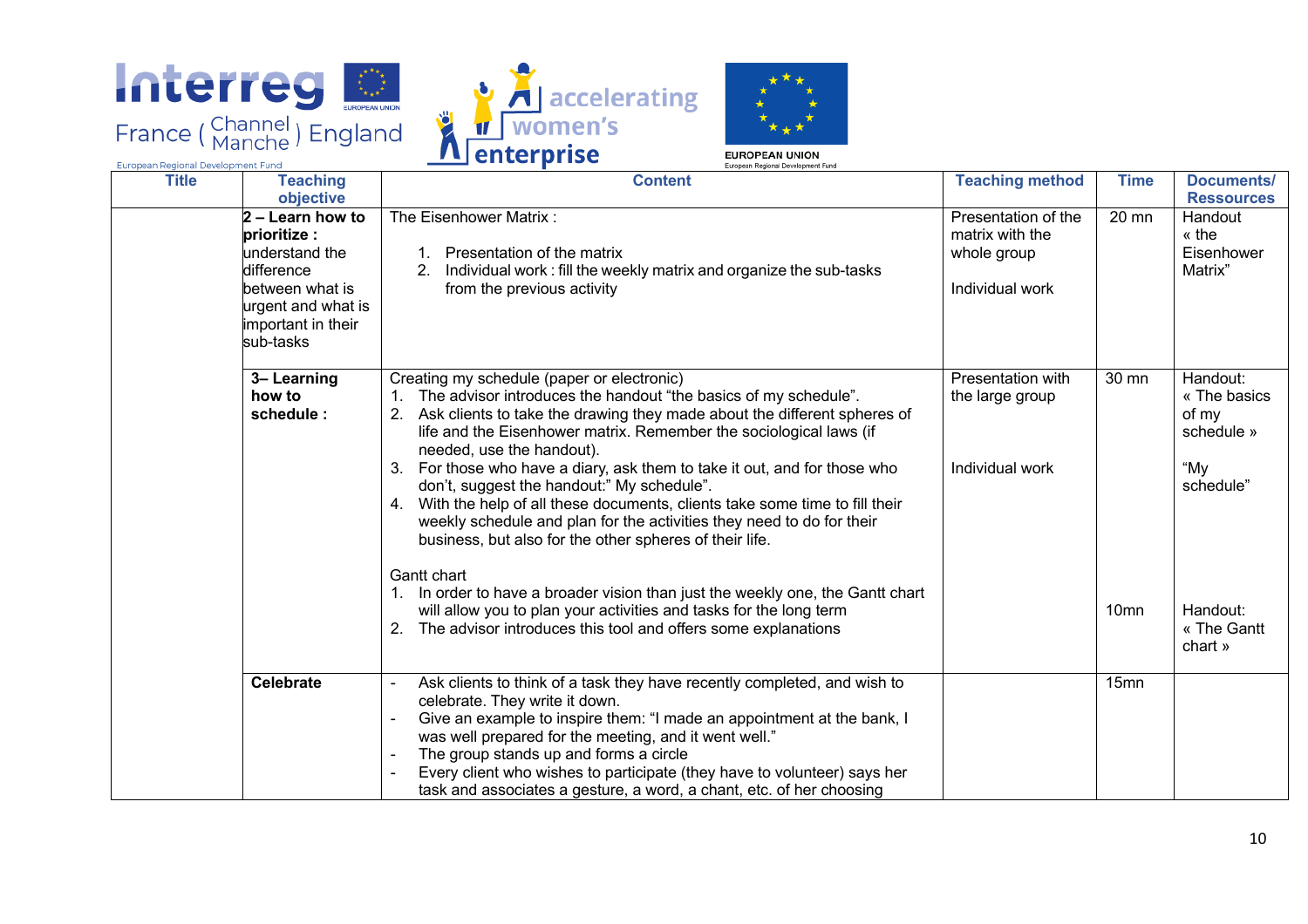| Title | Teaching objective | Content | Teaching method | Time | Documents/ Ressources |
|---|---|---|---|---|---|
| | **2 – Learn how to prioritize :** understand the difference between what is urgent and what is important in their sub-tasks | The Eisenhower Matrix :<br><br>1. Presentation of the matrix<br>2. Individual work : fill the weekly matrix and organize the sub-tasks from the previous activity | Presentation of the matrix with the whole group<br><br>Individual work | 20 mn | Handout « the Eisenhower Matrix” |
| | **3– Learning how to schedule :** | Creating my schedule (paper or electronic)<br>1. The advisor introduces the handout “the basics of my schedule”.<br>2. Ask clients to take the drawing they made about the different spheres of life and the Eisenhower matrix. Remember the sociological laws (if needed, use the handout).<br>3. For those who have a diary, ask them to take it out, and for those who don’t, suggest the handout:” My schedule”.<br>4. With the help of all these documents, clients take some time to fill their weekly schedule and plan for the activities they need to do for their business, but also for the other spheres of their life.<br><br>Gantt chart<br>1. In order to have a broader vision than just the weekly one, the Gantt chart will allow you to plan your activities and tasks for the long term<br>2. The advisor introduces this tool and offers some explanations | Presentation with the large group<br><br>Individual work | 30 mn<br><br>10mn | Handout: « The basics of my schedule »<br><br>“My schedule”<br><br>Handout: « The Gantt chart » |
| | **Celebrate** | - Ask clients to think of a task they have recently completed, and wish to celebrate. They write it down.<br>- Give an example to inspire them: “I made an appointment at the bank, I was well prepared for the meeting, and it went well.”<br>- The group stands up and forms a circle<br>- Every client who wishes to participate (they have to volunteer) says her task and associates a gesture, a word, a chant, etc. of her choosing | | 15mn | |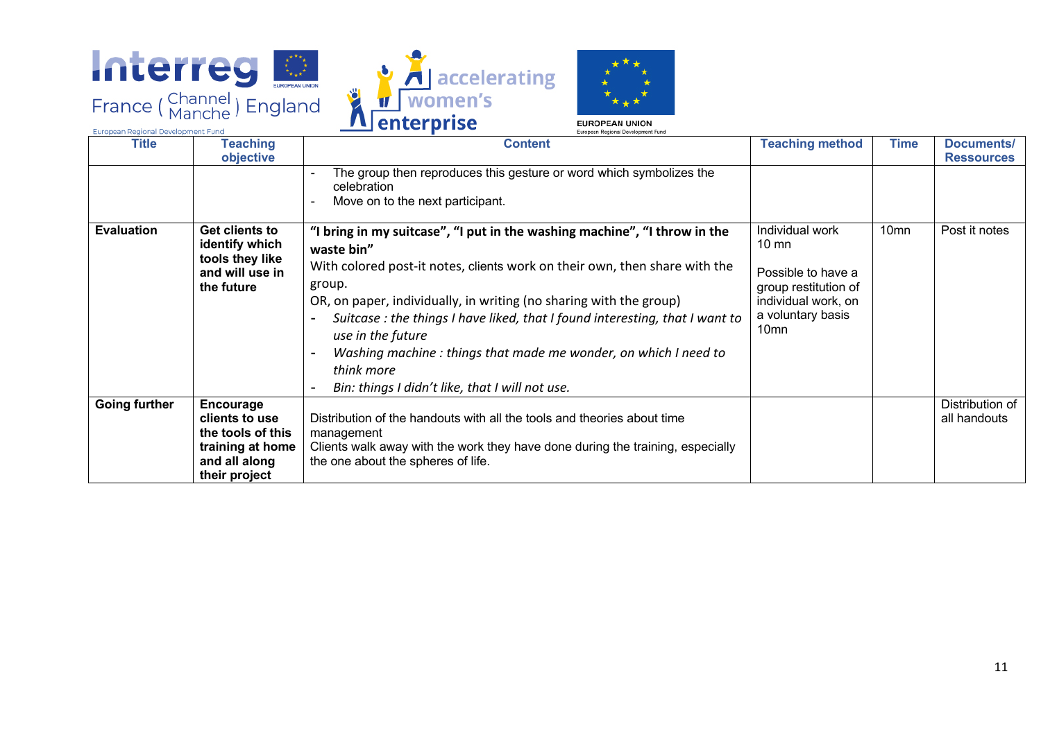| Title | Teaching objective | Content | Teaching method | Time | Documents/ Ressources |
|---|---|---|---|---|---|
| | | - The group then reproduces this gesture or word which symbolizes the celebration<br>- Move on to the next participant. | | | |
| **Evaluation** | **Get clients to identify which tools they like and will use in the future** | **"I bring in my suitcase", "I put in the washing machine", "I throw in the waste bin"**<br>With colored post-it notes, clients work on their own, then share with the group.<br>OR, on paper, individually, in writing (no sharing with the group)<br>- *Suitcase : the things I have liked, that I found interesting, that I want to use in the future*<br>- *Washing machine : things that made me wonder, on which I need to think more*<br>- *Bin: things I didn't like, that I will not use.* | Individual work 10 mn<br><br>Possible to have a group restitution of individual work, on a voluntary basis 10mn | 10mn | Post it notes |
| **Going further** | **Encourage clients to use the tools of this training at home and all along their project** | Distribution of the handouts with all the tools and theories about time management<br>Clients walk away with the work they have done during the training, especially the one about the spheres of life. | | | Distribution of all handouts |